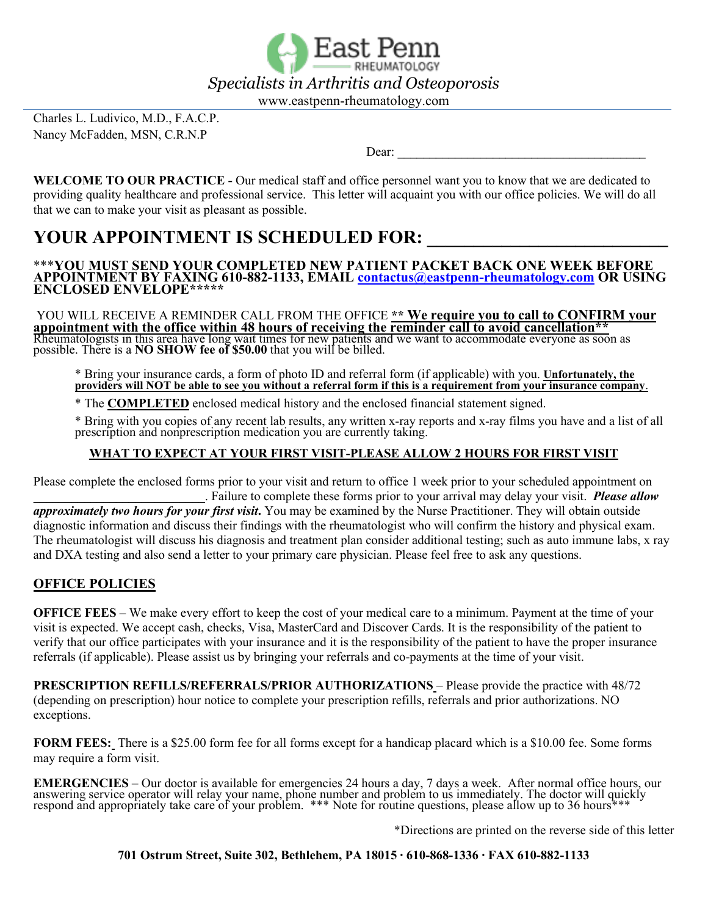# East Penn RHEUMATOLOGY

*Specialists in Arthritis and Osteoporosis*

www.eastpenn-rheumatology.com

Charles L. Ludivico, M.D., F.A.C.P.
Nancy McFadden, MSN, C.R.N.P

Dear: ________________________________________

**WELCOME TO OUR PRACTICE -** Our medical staff and office personnel want you to know that we are dedicated to providing quality healthcare and professional service. This letter will acquaint you with our office policies. We will do all that we can to make your visit as pleasant as possible.

# YOUR APPOINTMENT IS SCHEDULED FOR: ___________________________

**\*\*\*YOU MUST SEND YOUR COMPLETED NEW PATIENT PACKET BACK ONE WEEK BEFORE APPOINTMENT BY FAXING 610-882-1133, EMAIL contactus@eastpenn-rheumatology.com OR USING ENCLOSED ENVELOPE\*\*\*\*\***

YOU WILL RECEIVE A REMINDER CALL FROM THE OFFICE **\*\* We require you to call to CONFIRM your appointment with the office within 48 hours of receiving the reminder call to avoid cancellation\*\*** Rheumatologists in this area have long wait times for new patients and we want to accommodate everyone as soon as possible. There is a **NO SHOW fee of $50.00** that you will be billed.

* Bring your insurance cards, a form of photo ID and referral form (if applicable) with you. **Unfortunately, the providers will NOT be able to see you without a referral form if this is a requirement from your insurance company**.
* The **COMPLETED** enclosed medical history and the enclosed financial statement signed.
* Bring with you copies of any recent lab results, any written x-ray reports and x-ray films you have and a list of all prescription and nonprescription medication you are currently taking.

**WHAT TO EXPECT AT YOUR FIRST VISIT-PLEASE ALLOW 2 HOURS FOR FIRST VISIT**

Please complete the enclosed forms prior to your visit and return to office 1 week prior to your scheduled appointment on ___________________________. Failure to complete these forms prior to your arrival may delay your visit. ***Please allow approximately two hours for your first visit.*** You may be examined by the Nurse Practitioner. They will obtain outside diagnostic information and discuss their findings with the rheumatologist who will confirm the history and physical exam. The rheumatologist will discuss his diagnosis and treatment plan consider additional testing; such as auto immune labs, x ray and DXA testing and also send a letter to your primary care physician. Please feel free to ask any questions.

## OFFICE POLICIES

**OFFICE FEES** – We make every effort to keep the cost of your medical care to a minimum. Payment at the time of your visit is expected. We accept cash, checks, Visa, MasterCard and Discover Cards. It is the responsibility of the patient to verify that our office participates with your insurance and it is the responsibility of the patient to have the proper insurance referrals (if applicable). Please assist us by bringing your referrals and co-payments at the time of your visit.

**PRESCRIPTION REFILLS/REFERRALS/PRIOR AUTHORIZATIONS** – Please provide the practice with 48/72 (depending on prescription) hour notice to complete your prescription refills, referrals and prior authorizations. NO exceptions.

**FORM FEES:** There is a $25.00 form fee for all forms except for a handicap placard which is a $10.00 fee. Some forms may require a form visit.

**EMERGENCIES** – Our doctor is available for emergencies 24 hours a day, 7 days a week. After normal office hours, our answering service operator will relay your name, phone number and problem to us immediately. The doctor will quickly respond and appropriately take care of your problem. \*\*\* Note for routine questions, please allow up to 36 hours\*\*\*

*Directions are printed on the reverse side of this letter

**701 Ostrum Street, Suite 302, Bethlehem, PA 18015 · 610-868-1336 · FAX 610-882-1133**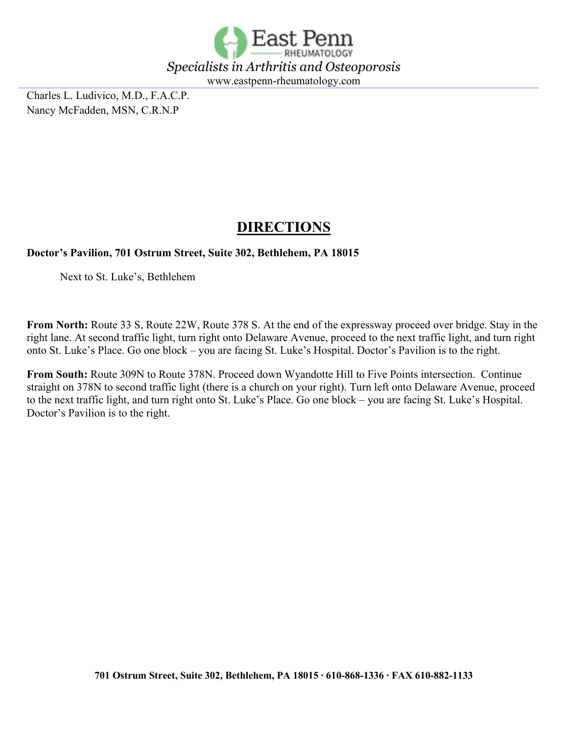East Penn
RHEUMATOLOGY

*Specialists in Arthritis and Osteoporosis*

www.eastpenn-rheumatology.com

Charles L. Ludivico, M.D., F.A.C.P.
Nancy McFadden, MSN, C.R.N.P

# DIRECTIONS

**Doctor's Pavilion, 701 Ostrum Street, Suite 302, Bethlehem, PA 18015**

Next to St. Luke's, Bethlehem

**From North:** Route 33 S, Route 22W, Route 378 S. At the end of the expressway proceed over bridge. Stay in the right lane. At second traffic light, turn right onto Delaware Avenue, proceed to the next traffic light, and turn right onto St. Luke's Place. Go one block – you are facing St. Luke's Hospital. Doctor's Pavilion is to the right.

**From South:** Route 309N to Route 378N. Proceed down Wyandotte Hill to Five Points intersection. Continue straight on 378N to second traffic light (there is a church on your right). Turn left onto Delaware Avenue, proceed to the next traffic light, and turn right onto St. Luke's Place. Go one block – you are facing St. Luke's Hospital. Doctor's Pavilion is to the right.

**701 Ostrum Street, Suite 302, Bethlehem, PA 18015 · 610-868-1336 · FAX 610-882-1133**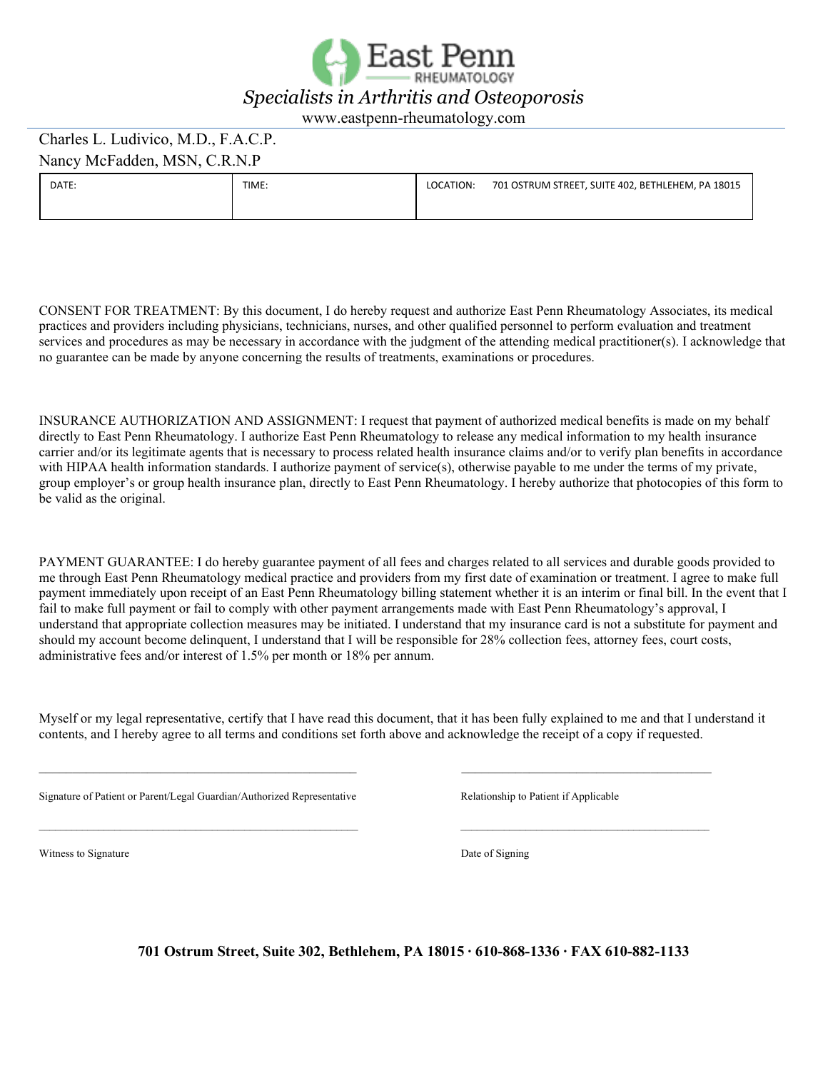# East Penn RHEUMATOLOGY

*Specialists in Arthritis and Osteoporosis*

www.eastpenn-rheumatology.com

Charles L. Ludivico, M.D., F.A.C.P.

Nancy McFadden, MSN, C.R.N.P

| DATE: | TIME: | LOCATION: 701 OSTRUM STREET, SUITE 402, BETHLEHEM, PA 18015 |
|---|---|---|

CONSENT FOR TREATMENT: By this document, I do hereby request and authorize East Penn Rheumatology Associates, its medical practices and providers including physicians, technicians, nurses, and other qualified personnel to perform evaluation and treatment services and procedures as may be necessary in accordance with the judgment of the attending medical practitioner(s). I acknowledge that no guarantee can be made by anyone concerning the results of treatments, examinations or procedures.

INSURANCE AUTHORIZATION AND ASSIGNMENT: I request that payment of authorized medical benefits is made on my behalf directly to East Penn Rheumatology. I authorize East Penn Rheumatology to release any medical information to my health insurance carrier and/or its legitimate agents that is necessary to process related health insurance claims and/or to verify plan benefits in accordance with HIPAA health information standards. I authorize payment of service(s), otherwise payable to me under the terms of my private, group employer's or group health insurance plan, directly to East Penn Rheumatology. I hereby authorize that photocopies of this form to be valid as the original.

PAYMENT GUARANTEE: I do hereby guarantee payment of all fees and charges related to all services and durable goods provided to me through East Penn Rheumatology medical practice and providers from my first date of examination or treatment. I agree to make full payment immediately upon receipt of an East Penn Rheumatology billing statement whether it is an interim or final bill. In the event that I fail to make full payment or fail to comply with other payment arrangements made with East Penn Rheumatology's approval, I understand that appropriate collection measures may be initiated. I understand that my insurance card is not a substitute for payment and should my account become delinquent, I understand that I will be responsible for 28% collection fees, attorney fees, court costs, administrative fees and/or interest of 1.5% per month or 18% per annum.

Myself or my legal representative, certify that I have read this document, that it has been fully explained to me and that I understand it contents, and I hereby agree to all terms and conditions set forth above and acknowledge the receipt of a copy if requested.

\_\_\_\_\_\_\_\_\_\_\_\_\_\_\_\_\_\_\_\_\_\_\_\_\_\_\_\_\_\_\_\_\_\_\_\_\_\_\_\_\_\_\_\_ &nbsp;&nbsp;&nbsp; \_\_\_\_\_\_\_\_\_\_\_\_\_\_\_\_\_\_\_\_\_\_\_\_\_\_\_\_\_\_\_\_\_\_\_\_

Signature of Patient or Parent/Legal Guardian/Authorized Representative &nbsp;&nbsp;&nbsp; Relationship to Patient if Applicable

\_\_\_\_\_\_\_\_\_\_\_\_\_\_\_\_\_\_\_\_\_\_\_\_\_\_\_\_\_\_\_\_\_\_\_\_\_\_\_\_\_\_\_\_ &nbsp;&nbsp;&nbsp; \_\_\_\_\_\_\_\_\_\_\_\_\_\_\_\_\_\_\_\_\_\_\_\_\_\_\_\_\_\_\_\_\_\_\_\_

Witness to Signature &nbsp;&nbsp;&nbsp; Date of Signing

**701 Ostrum Street, Suite 302, Bethlehem, PA 18015 · 610-868-1336 · FAX 610-882-1133**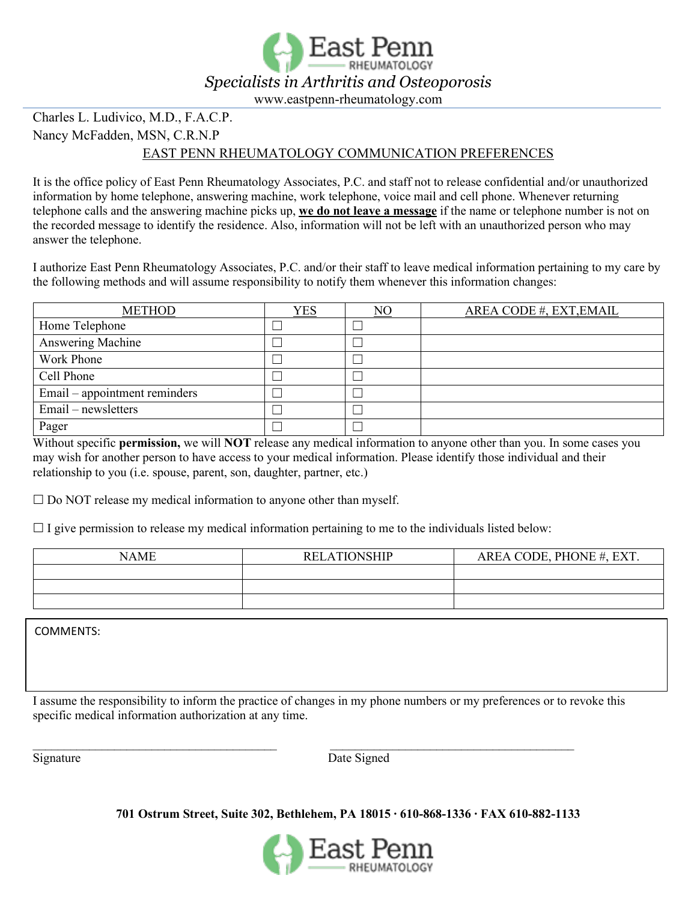# East Penn RHEUMATOLOGY

*Specialists in Arthritis and Osteoporosis*

www.eastpenn-rheumatology.com

Charles L. Ludivico, M.D., F.A.C.P.

Nancy McFadden, MSN, C.R.N.P

## EAST PENN RHEUMATOLOGY COMMUNICATION PREFERENCES

It is the office policy of East Penn Rheumatology Associates, P.C. and staff not to release confidential and/or unauthorized information by home telephone, answering machine, work telephone, voice mail and cell phone. Whenever returning telephone calls and the answering machine picks up, **we do not leave a message** if the name or telephone number is not on the recorded message to identify the residence. Also, information will not be left with an unauthorized person who may answer the telephone.

I authorize East Penn Rheumatology Associates, P.C. and/or their staff to leave medical information pertaining to my care by the following methods and will assume responsibility to notify them whenever this information changes:

| METHOD | YES | NO | AREA CODE #, EXT,EMAIL |
|---|---|---|---|
| Home Telephone | ☐ | ☐ | |
| Answering Machine | ☐ | ☐ | |
| Work Phone | ☐ | ☐ | |
| Cell Phone | ☐ | ☐ | |
| Email – appointment reminders | ☐ | ☐ | |
| Email – newsletters | ☐ | ☐ | |
| Pager | ☐ | ☐ | |

Without specific **permission,** we will **NOT** release any medical information to anyone other than you. In some cases you may wish for another person to have access to your medical information. Please identify those individual and their relationship to you (i.e. spouse, parent, son, daughter, partner, etc.)

☐ Do NOT release my medical information to anyone other than myself.

☐ I give permission to release my medical information pertaining to me to the individuals listed below:

| NAME | RELATIONSHIP | AREA CODE, PHONE #, EXT. |
|---|---|---|
| | | |
| | | |
| | | |

COMMENTS:

I assume the responsibility to inform the practice of changes in my phone numbers or my preferences or to revoke this specific medical information authorization at any time.

_________________________________________ _________________________________________

Signature Date Signed

**701 Ostrum Street, Suite 302, Bethlehem, PA 18015 · 610-868-1336 · FAX 610-882-1133**

East Penn RHEUMATOLOGY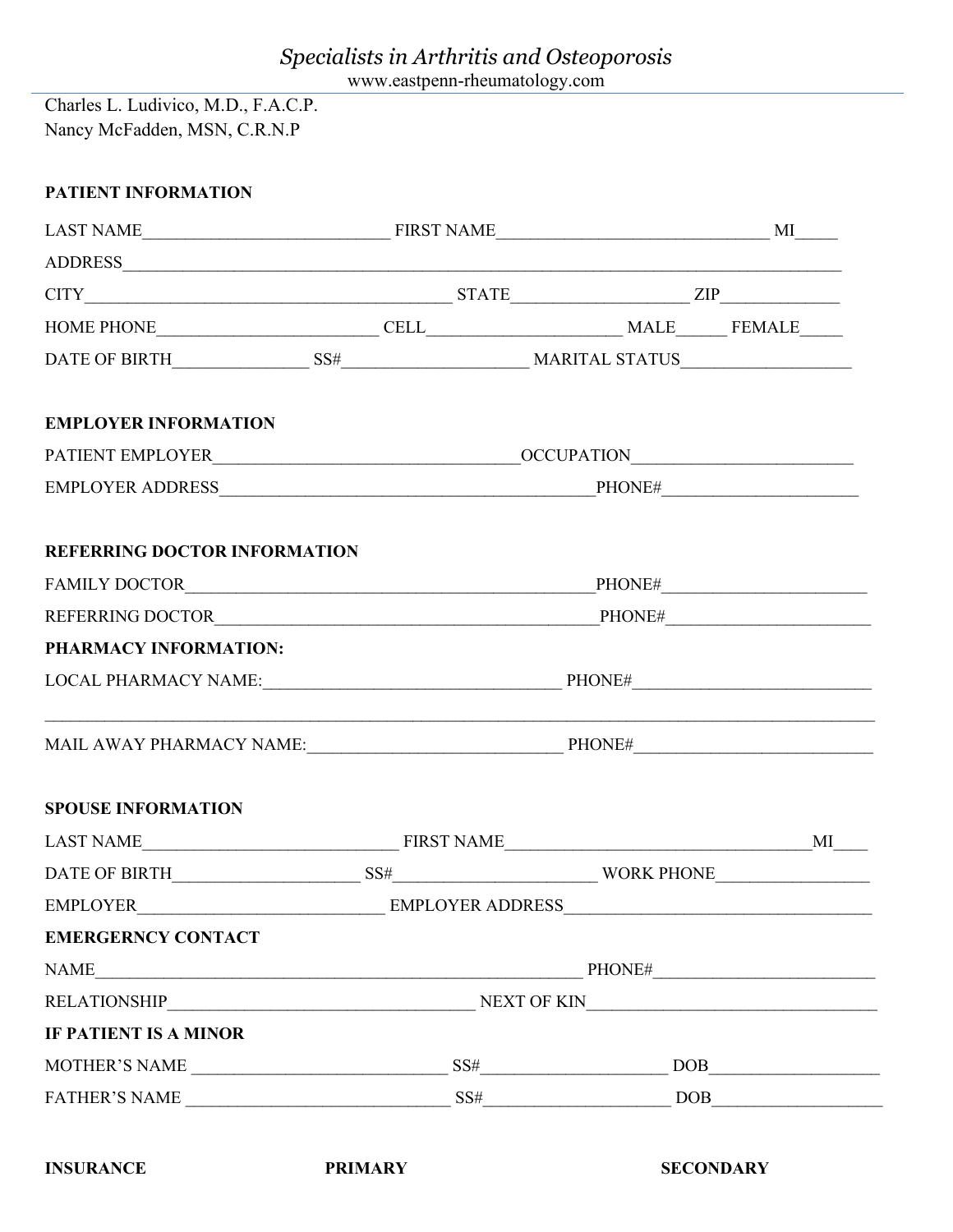*Specialists in Arthritis and Osteoporosis*

www.eastpenn-rheumatology.com

Charles L. Ludivico, M.D., F.A.C.P.
Nancy McFadden, MSN, C.R.N.P

**PATIENT INFORMATION**

LAST NAME____________________________ FIRST NAME______________________________ MI_____

ADDRESS_____________________________________________________________________________________

CITY__________________________________________ STATE___________________ ZIP_____________

HOME PHONE________________________ CELL_____________________ MALE_____ FEMALE_____

DATE OF BIRTH_______________ SS#_____________________ MARITAL STATUS___________________

**EMPLOYER INFORMATION**

PATIENT EMPLOYER__________________________________OCCUPATION_________________________

EMPLOYER ADDRESS__________________________________________PHONE#______________________

**REFERRING DOCTOR INFORMATION**

FAMILY DOCTOR______________________________________________PHONE#_______________________

REFERRING DOCTOR___________________________________________PHONE#_______________________

**PHARMACY INFORMATION:**

LOCAL PHARMACY NAME:________________________________ PHONE#___________________________

___________________________________________________________________________________________

MAIL AWAY PHARMACY NAME:_____________________________ PHONE#___________________________

**SPOUSE INFORMATION**

LAST NAME_____________________________ FIRST NAME___________________________________MI____

DATE OF BIRTH_____________________ SS#______________________ WORK PHONE_________________

EMPLOYER____________________________ EMPLOYER ADDRESS___________________________________

**EMERGERNCY CONTACT**

NAME_______________________________________________________ PHONE#_________________________

RELATIONSHIP__________________________________ NEXT OF KIN________________________________

**IF PATIENT IS A MINOR**

MOTHER'S NAME _____________________________ SS#_____________________ DOB___________________

FATHER'S NAME ______________________________ SS#_____________________ DOB___________________

**INSURANCE** **PRIMARY** **SECONDARY**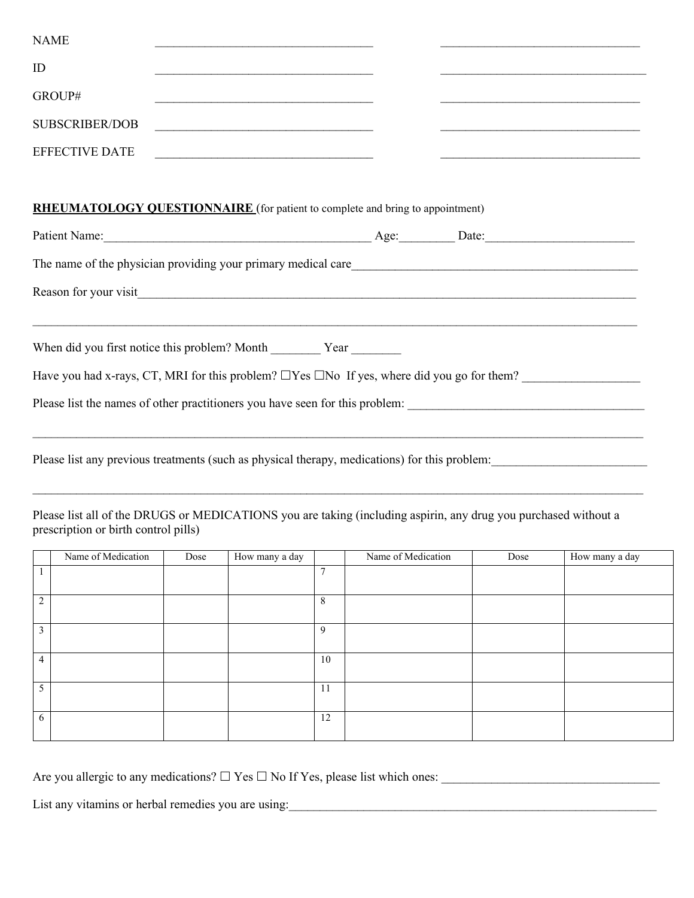NAME ____________________ ____________________

ID ____________________ ____________________

GROUP# ____________________ ____________________

SUBSCRIBER/DOB ____________________ ____________________

EFFECTIVE DATE ____________________ ____________________

**RHEUMATOLOGY QUESTIONNAIRE** (for patient to complete and bring to appointment)

Patient Name:____________________ Age:________ Date:____________________

The name of the physician providing your primary medical care____________________

Reason for your visit____________________

____________________

When did you first notice this problem? Month ________ Year ________

Have you had x-rays, CT, MRI for this problem? ☐Yes ☐No If yes, where did you go for them? ____________________

Please list the names of other practitioners you have seen for this problem: ____________________

____________________

Please list any previous treatments (such as physical therapy, medications) for this problem:____________________

____________________

Please list all of the DRUGS or MEDICATIONS you are taking (including aspirin, any drug you purchased without a prescription or birth control pills)

| | Name of Medication | Dose | How many a day | | Name of Medication | Dose | How many a day |
|---|---|---|---|---|---|---|---|
| 1 | | | | 7 | | | |
| 2 | | | | 8 | | | |
| 3 | | | | 9 | | | |
| 4 | | | | 10 | | | |
| 5 | | | | 11 | | | |
| 6 | | | | 12 | | | |

Are you allergic to any medications? ☐ Yes ☐ No If Yes, please list which ones: ____________________

List any vitamins or herbal remedies you are using:____________________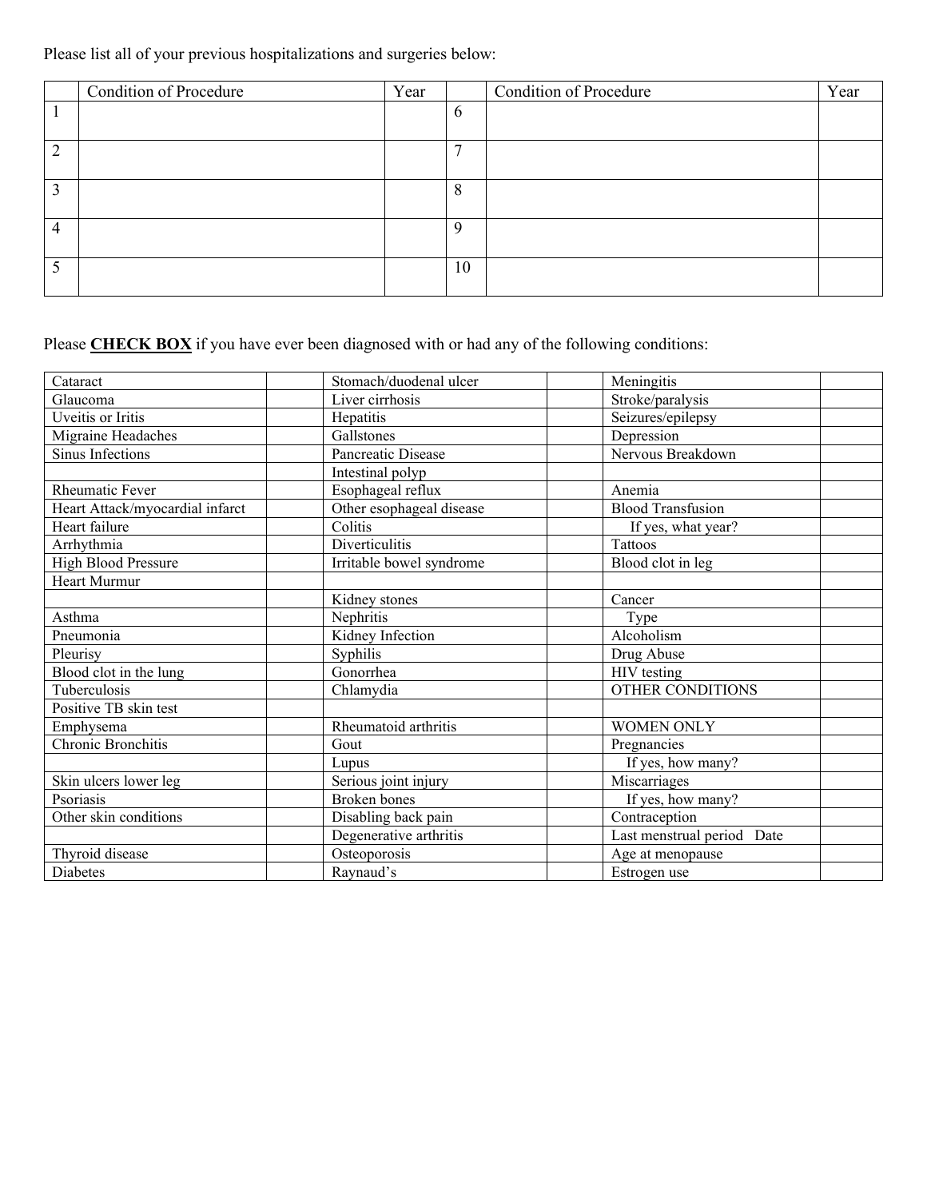Please list all of your previous hospitalizations and surgeries below:

| | Condition of Procedure | Year | | Condition of Procedure | Year |
|---|---|---|---|---|---|
| 1 | | | 6 | | |
| 2 | | | 7 | | |
| 3 | | | 8 | | |
| 4 | | | 9 | | |
| 5 | | | 10 | | |

Please **CHECK BOX** if you have ever been diagnosed with or had any of the following conditions:

| | | | | | |
|---|---|---|---|---|---|
| Cataract | | Stomach/duodenal ulcer | | Meningitis | |
| Glaucoma | | Liver cirrhosis | | Stroke/paralysis | |
| Uveitis or Iritis | | Hepatitis | | Seizures/epilepsy | |
| Migraine Headaches | | Gallstones | | Depression | |
| Sinus Infections | | Pancreatic Disease | | Nervous Breakdown | |
| | | Intestinal polyp | | | |
| Rheumatic Fever | | Esophageal reflux | | Anemia | |
| Heart Attack/myocardial infarct | | Other esophageal disease | | Blood Transfusion | |
| Heart failure | | Colitis | | If yes, what year? | |
| Arrhythmia | | Diverticulitis | | Tattoos | |
| High Blood Pressure | | Irritable bowel syndrome | | Blood clot in leg | |
| Heart Murmur | | | | | |
| | | Kidney stones | | Cancer | |
| Asthma | | Nephritis | | Type | |
| Pneumonia | | Kidney Infection | | Alcoholism | |
| Pleurisy | | Syphilis | | Drug Abuse | |
| Blood clot in the lung | | Gonorrhea | | HIV testing | |
| Tuberculosis | | Chlamydia | | OTHER CONDITIONS | |
| Positive TB skin test | | | | | |
| Emphysema | | Rheumatoid arthritis | | WOMEN ONLY | |
| Chronic Bronchitis | | Gout | | Pregnancies | |
| | | Lupus | | If yes, how many? | |
| Skin ulcers lower leg | | Serious joint injury | | Miscarriages | |
| Psoriasis | | Broken bones | | If yes, how many? | |
| Other skin conditions | | Disabling back pain | | Contraception | |
| | | Degenerative arthritis | | Last menstrual period Date | |
| Thyroid disease | | Osteoporosis | | Age at menopause | |
| Diabetes | | Raynaud's | | Estrogen use | |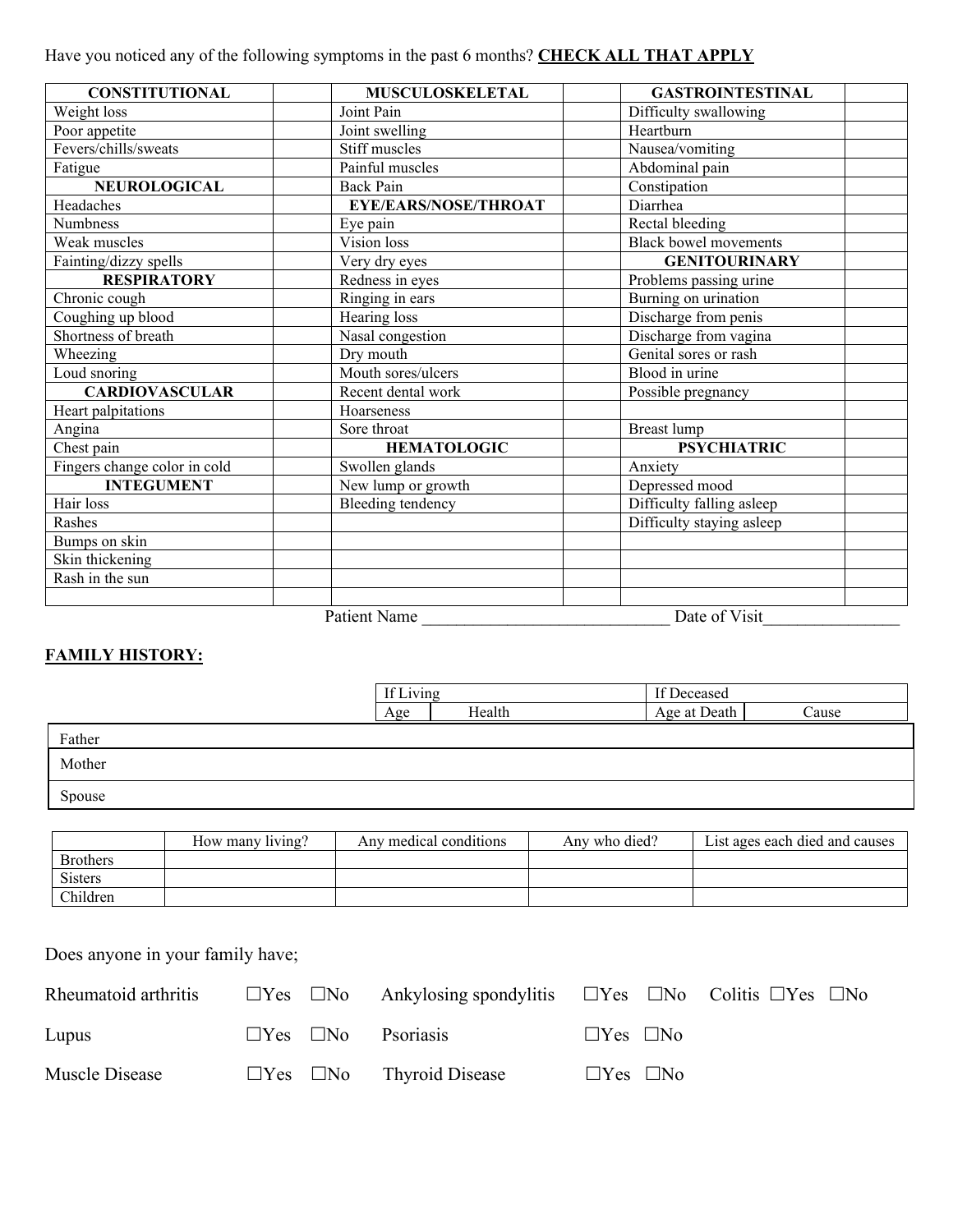Have you noticed any of the following symptoms in the past 6 months? **CHECK ALL THAT APPLY**

| **CONSTITUTIONAL** | | **MUSCULOSKELETAL** | | **GASTROINTESTINAL** | |
|---|---|---|---|---|---|
| Weight loss | | Joint Pain | | Difficulty swallowing | |
| Poor appetite | | Joint swelling | | Heartburn | |
| Fevers/chills/sweats | | Stiff muscles | | Nausea/vomiting | |
| Fatigue | | Painful muscles | | Abdominal pain | |
| **NEUROLOGICAL** | | Back Pain | | Constipation | |
| Headaches | | **EYE/EARS/NOSE/THROAT** | | Diarrhea | |
| Numbness | | Eye pain | | Rectal bleeding | |
| Weak muscles | | Vision loss | | Black bowel movements | |
| Fainting/dizzy spells | | Very dry eyes | | **GENITOURINARY** | |
| **RESPIRATORY** | | Redness in eyes | | Problems passing urine | |
| Chronic cough | | Ringing in ears | | Burning on urination | |
| Coughing up blood | | Hearing loss | | Discharge from penis | |
| Shortness of breath | | Nasal congestion | | Discharge from vagina | |
| Wheezing | | Dry mouth | | Genital sores or rash | |
| Loud snoring | | Mouth sores/ulcers | | Blood in urine | |
| **CARDIOVASCULAR** | | Recent dental work | | Possible pregnancy | |
| Heart palpitations | | Hoarseness | | | |
| Angina | | Sore throat | | Breast lump | |
| Chest pain | | **HEMATOLOGIC** | | **PSYCHIATRIC** | |
| Fingers change color in cold | | Swollen glands | | Anxiety | |
| **INTEGUMENT** | | New lump or growth | | Depressed mood | |
| Hair loss | | Bleeding tendency | | Difficulty falling asleep | |
| Rashes | | | | Difficulty staying asleep | |
| Bumps on skin | | | | | |
| Skin thickening | | | | | |
| Rash in the sun | | | | | |
| | | | | | |

Patient Name ____________________________ Date of Visit________________

## FAMILY HISTORY:

| | If Living | | If Deceased | |
|---|---|---|---|---|
| | Age | Health | Age at Death | Cause |
| Father | | | | |
| Mother | | | | |
| Spouse | | | | |

| | How many living? | Any medical conditions | Any who died? | List ages each died and causes |
|---|---|---|---|---|
| Brothers | | | | |
| Sisters | | | | |
| Children | | | | |

Does anyone in your family have;

Rheumatoid arthritis ☐Yes ☐No Ankylosing spondylitis ☐Yes ☐No Colitis ☐Yes ☐No

Lupus ☐Yes ☐No Psoriasis ☐Yes ☐No

Muscle Disease ☐Yes ☐No Thyroid Disease ☐Yes ☐No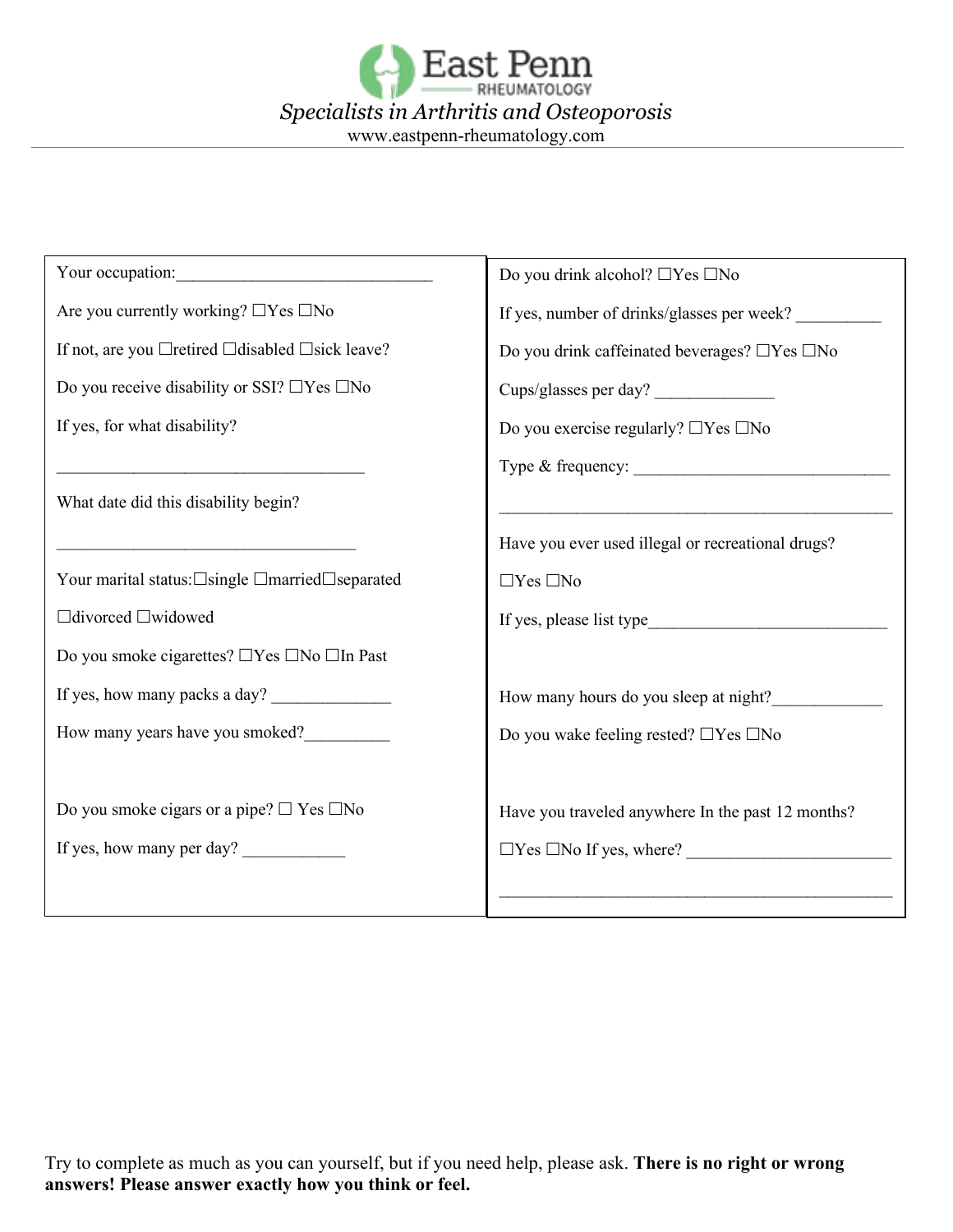# East Penn

RHEUMATOLOGY

*Specialists in Arthritis and Osteoporosis*

www.eastpenn-rheumatology.com

Your occupation:______________________________

Are you currently working? ☐Yes ☐No

If not, are you ☐retired ☐disabled ☐sick leave?

Do you receive disability or SSI? ☐Yes ☐No

If yes, for what disability?

_____________________________________

What date did this disability begin?

____________________________________

Your marital status:☐single ☐married☐separated

☐divorced ☐widowed

Do you smoke cigarettes? ☐Yes ☐No ☐In Past

If yes, how many packs a day? ______________

How many years have you smoked?__________

Do you smoke cigars or a pipe? ☐ Yes ☐No

If yes, how many per day? ____________

Do you drink alcohol? ☐Yes ☐No

If yes, number of drinks/glasses per week? __________

Do you drink caffeinated beverages? ☐Yes ☐No

Cups/glasses per day? ______________

Do you exercise regularly? ☐Yes ☐No

Type & frequency: ______________________________

_______________________________________________

Have you ever used illegal or recreational drugs?

☐Yes ☐No

If yes, please list type____________________________

How many hours do you sleep at night?_____________

Do you wake feeling rested? ☐Yes ☐No

Have you traveled anywhere In the past 12 months?

☐Yes ☐No If yes, where? ________________________

_______________________________________________

Try to complete as much as you can yourself, but if you need help, please ask. **There is no right or wrong answers! Please answer exactly how you think or feel.**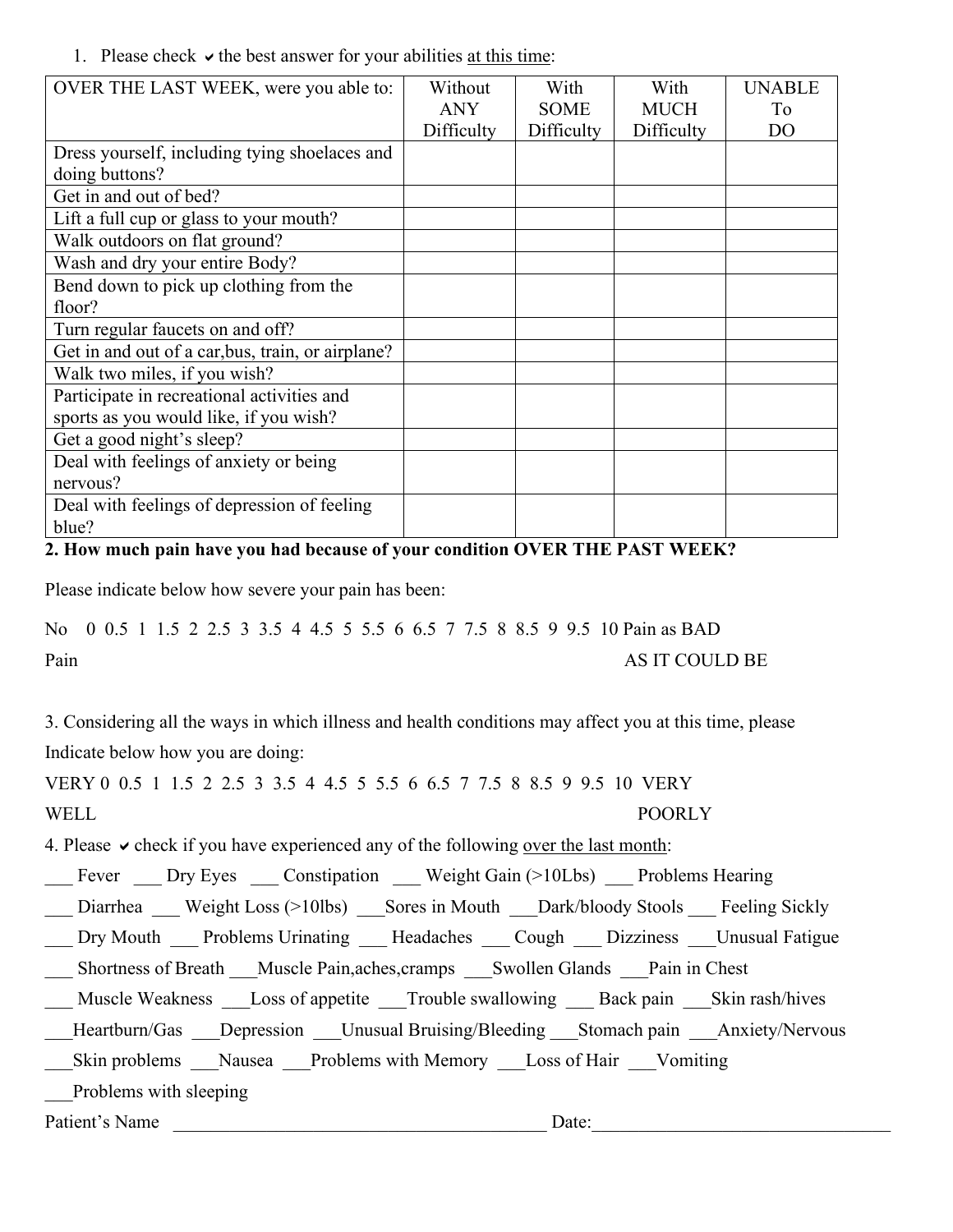1. Please check ✔ the best answer for your abilities at this time:

| OVER THE LAST WEEK, were you able to: | Without ANY Difficulty | With SOME Difficulty | With MUCH Difficulty | UNABLE To DO |
|---|---|---|---|---|
| Dress yourself, including tying shoelaces and doing buttons? | | | | |
| Get in and out of bed? | | | | |
| Lift a full cup or glass to your mouth? | | | | |
| Walk outdoors on flat ground? | | | | |
| Wash and dry your entire Body? | | | | |
| Bend down to pick up clothing from the floor? | | | | |
| Turn regular faucets on and off? | | | | |
| Get in and out of a car,bus, train, or airplane? | | | | |
| Walk two miles, if you wish? | | | | |
| Participate in recreational activities and sports as you would like, if you wish? | | | | |
| Get a good night's sleep? | | | | |
| Deal with feelings of anxiety or being nervous? | | | | |
| Deal with feelings of depression of feeling blue? | | | | |

**2. How much pain have you had because of your condition OVER THE PAST WEEK?**

Please indicate below how severe your pain has been:

No Pain 0 0.5 1 1.5 2 2.5 3 3.5 4 4.5 5 5.5 6 6.5 7 7.5 8 8.5 9 9.5 10 Pain as BAD AS IT COULD BE

3. Considering all the ways in which illness and health conditions may affect you at this time, please Indicate below how you are doing:

VERY WELL 0 0.5 1 1.5 2 2.5 3 3.5 4 4.5 5 5.5 6 6.5 7 7.5 8 8.5 9 9.5 10 VERY POORLY

4. Please ✔ check if you have experienced any of the following over the last month:

___ Fever ___ Dry Eyes ___ Constipation ___ Weight Gain (>10Lbs) ___ Problems Hearing

___ Diarrhea ___ Weight Loss (>10lbs) ___Sores in Mouth ___Dark/bloody Stools ___ Feeling Sickly

___ Dry Mouth ___ Problems Urinating ___ Headaches ___ Cough ___ Dizziness ___Unusual Fatigue

___ Shortness of Breath ___Muscle Pain,aches,cramps ___Swollen Glands ___Pain in Chest

___ Muscle Weakness ___Loss of appetite ___Trouble swallowing ___ Back pain ___Skin rash/hives

___Heartburn/Gas ___Depression ___Unusual Bruising/Bleeding ___Stomach pain ___Anxiety/Nervous

___Skin problems ___Nausea ___Problems with Memory ___Loss of Hair ___Vomiting

___Problems with sleeping

Patient's Name ________________________________________ Date:________________________________